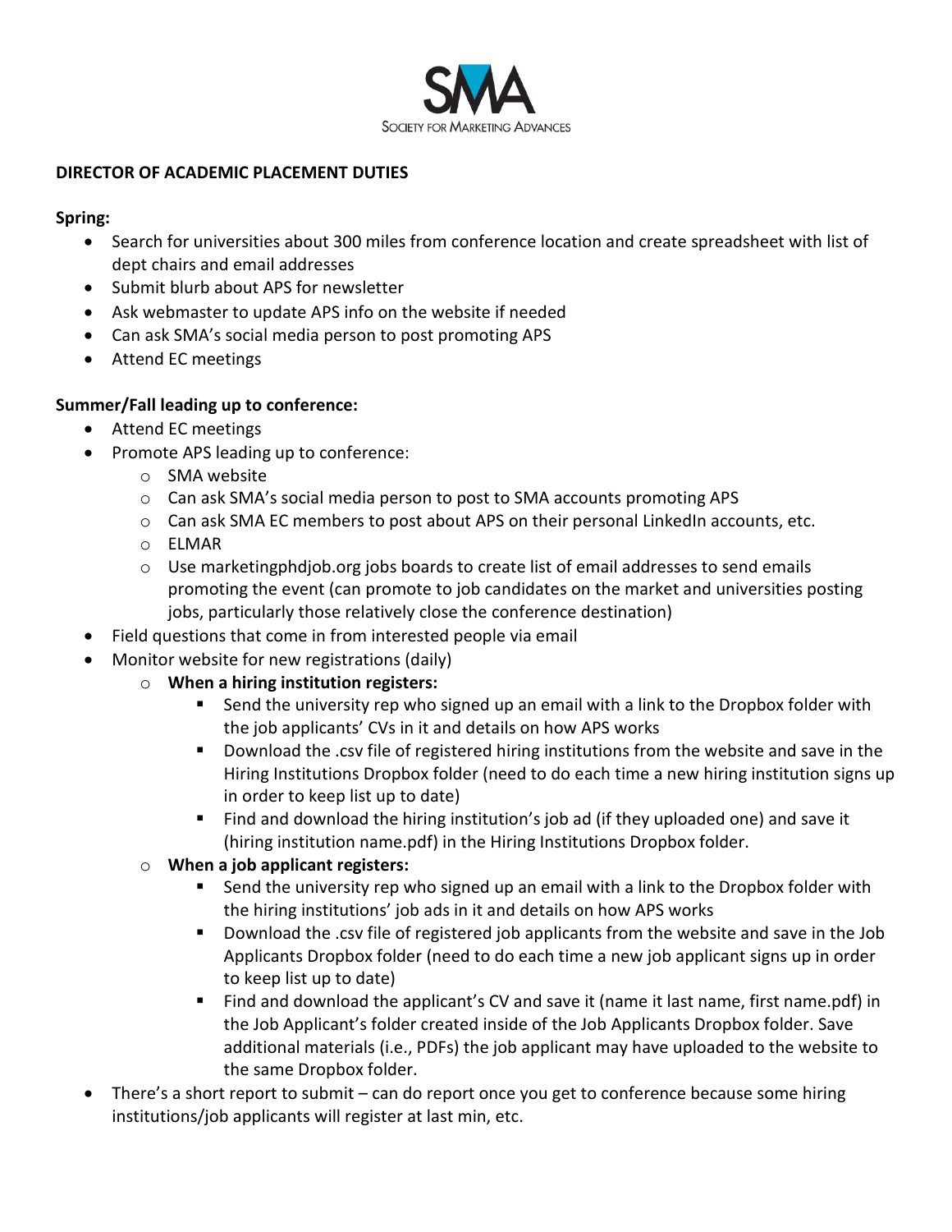SMA

SOCIETY FOR MARKETING ADVANCES

**DIRECTOR OF ACADEMIC PLACEMENT DUTIES**

**Spring:**

- Search for universities about 300 miles from conference location and create spreadsheet with list of dept chairs and email addresses
- Submit blurb about APS for newsletter
- Ask webmaster to update APS info on the website if needed
- Can ask SMA's social media person to post promoting APS
- Attend EC meetings

**Summer/Fall leading up to conference:**

- Attend EC meetings
- Promote APS leading up to conference:
  - SMA website
  - Can ask SMA's social media person to post to SMA accounts promoting APS
  - Can ask SMA EC members to post about APS on their personal LinkedIn accounts, etc.
  - ELMAR
  - Use marketingphdjob.org jobs boards to create list of email addresses to send emails promoting the event (can promote to job candidates on the market and universities posting jobs, particularly those relatively close the conference destination)
- Field questions that come in from interested people via email
- Monitor website for new registrations (daily)
  - **When a hiring institution registers:**
    - Send the university rep who signed up an email with a link to the Dropbox folder with the job applicants' CVs in it and details on how APS works
    - Download the .csv file of registered hiring institutions from the website and save in the Hiring Institutions Dropbox folder (need to do each time a new hiring institution signs up in order to keep list up to date)
    - Find and download the hiring institution's job ad (if they uploaded one) and save it (hiring institution name.pdf) in the Hiring Institutions Dropbox folder.
  - **When a job applicant registers:**
    - Send the university rep who signed up an email with a link to the Dropbox folder with the hiring institutions' job ads in it and details on how APS works
    - Download the .csv file of registered job applicants from the website and save in the Job Applicants Dropbox folder (need to do each time a new job applicant signs up in order to keep list up to date)
    - Find and download the applicant's CV and save it (name it last name, first name.pdf) in the Job Applicant's folder created inside of the Job Applicants Dropbox folder. Save additional materials (i.e., PDFs) the job applicant may have uploaded to the website to the same Dropbox folder.
- There's a short report to submit – can do report once you get to conference because some hiring institutions/job applicants will register at last min, etc.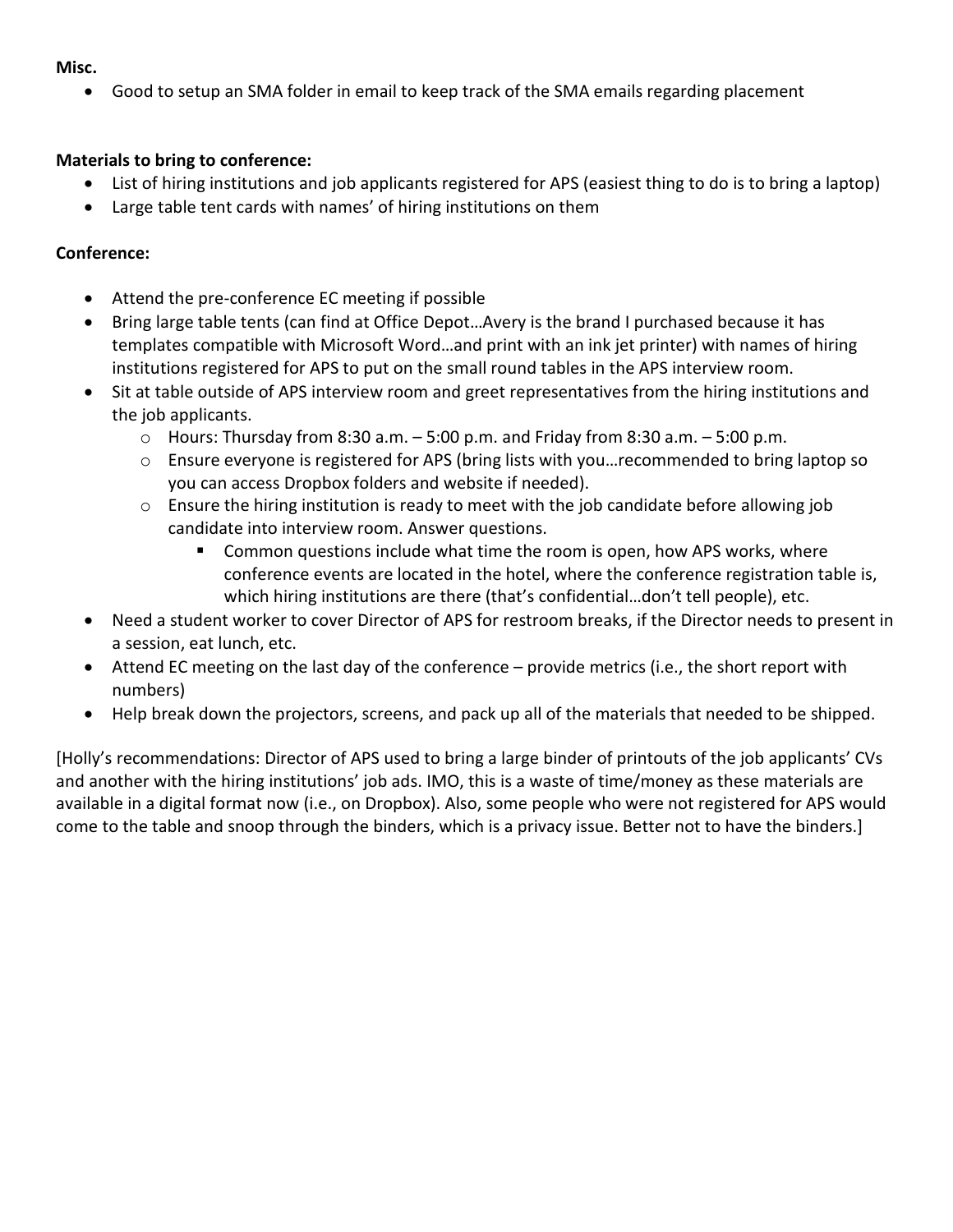**Misc.**

- Good to setup an SMA folder in email to keep track of the SMA emails regarding placement

**Materials to bring to conference:**

- List of hiring institutions and job applicants registered for APS (easiest thing to do is to bring a laptop)
- Large table tent cards with names' of hiring institutions on them

**Conference:**

- Attend the pre-conference EC meeting if possible
- Bring large table tents (can find at Office Depot…Avery is the brand I purchased because it has templates compatible with Microsoft Word…and print with an ink jet printer) with names of hiring institutions registered for APS to put on the small round tables in the APS interview room.
- Sit at table outside of APS interview room and greet representatives from the hiring institutions and the job applicants.
  - Hours: Thursday from 8:30 a.m. – 5:00 p.m. and Friday from 8:30 a.m. – 5:00 p.m.
  - Ensure everyone is registered for APS (bring lists with you…recommended to bring laptop so you can access Dropbox folders and website if needed).
  - Ensure the hiring institution is ready to meet with the job candidate before allowing job candidate into interview room. Answer questions.
    - Common questions include what time the room is open, how APS works, where conference events are located in the hotel, where the conference registration table is, which hiring institutions are there (that's confidential…don't tell people), etc.
- Need a student worker to cover Director of APS for restroom breaks, if the Director needs to present in a session, eat lunch, etc.
- Attend EC meeting on the last day of the conference – provide metrics (i.e., the short report with numbers)
- Help break down the projectors, screens, and pack up all of the materials that needed to be shipped.

[Holly's recommendations: Director of APS used to bring a large binder of printouts of the job applicants' CVs and another with the hiring institutions' job ads. IMO, this is a waste of time/money as these materials are available in a digital format now (i.e., on Dropbox). Also, some people who were not registered for APS would come to the table and snoop through the binders, which is a privacy issue. Better not to have the binders.]